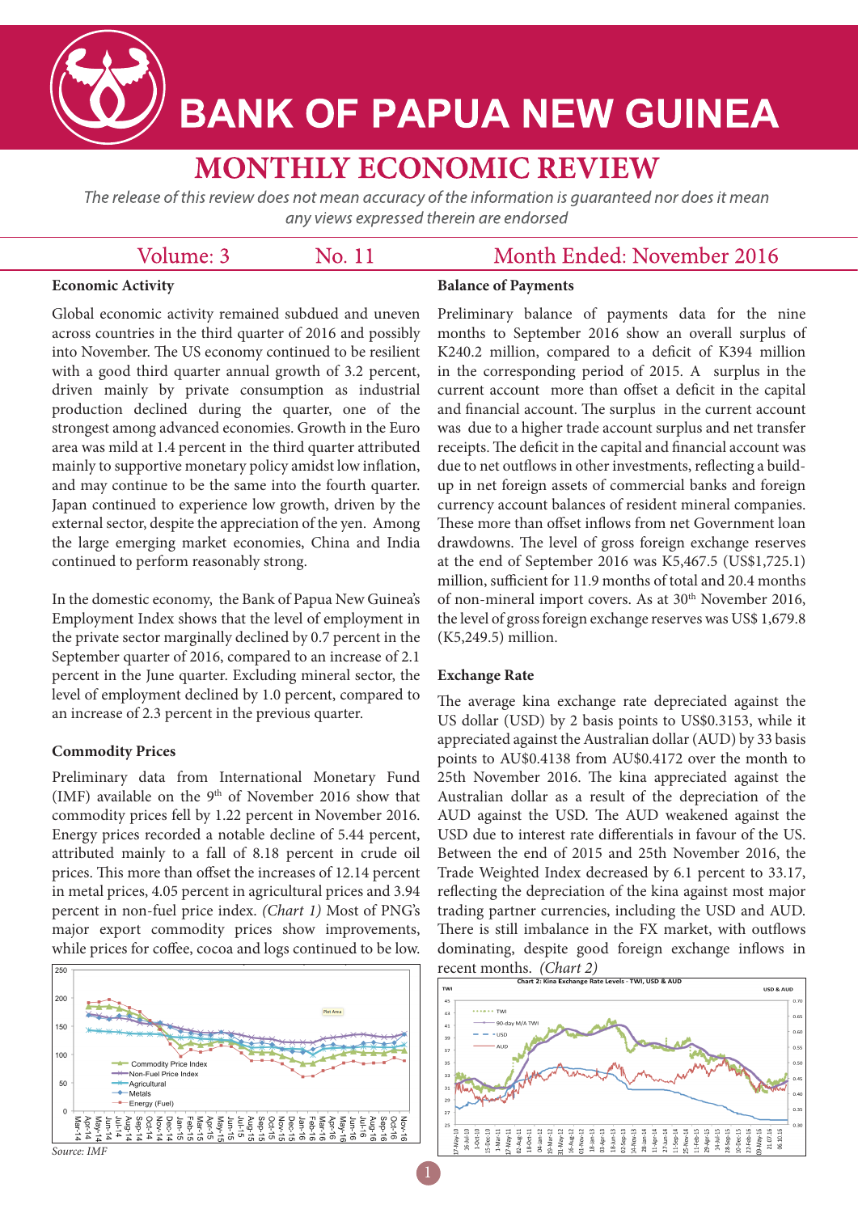# BANK OF PAPUA NEW GUINEA

## MONTHLY ECONOMIC REVIEW

*The release of this review does not mean accuracy of the information is guaranteed nor does it mean any views expressed therein are endorsed*

Volume: 3 No. 11 Month Ended: November 2016

### Economic Activity

Global economic activity remained subdued and uneven across countries in the third quarter of 2016 and possibly into November. The US economy continued to be resilient with a good third quarter annual growth of 3.2 percent, driven mainly by private consumption as industrial production declined during the quarter, one of the strongest among advanced economies. Growth in the Euro area was mild at 1.4 percent in the third quarter attributed mainly to supportive monetary policy amidst low inflation, and may continue to be the same into the fourth quarter. Japan continued to experience low growth, driven by the external sector, despite the appreciation of the yen. Among the large emerging market economies, China and India continued to perform reasonably strong.

In the domestic economy, the Bank of Papua New Guinea's Employment Index shows that the level of employment in the private sector marginally declined by 0.7 percent in the September quarter of 2016, compared to an increase of 2.1 percent in the June quarter. Excluding mineral sector, the level of employment declined by 1.0 percent, compared to an increase of 2.3 percent in the previous quarter.

### Commodity Prices

Preliminary data from International Monetary Fund (IMF) available on the 9th of November 2016 show that commodity prices fell by 1.22 percent in November 2016. Energy prices recorded a notable decline of 5.44 percent, attributed mainly to a fall of 8.18 percent in crude oil prices. This more than offset the increases of 12.14 percent in metal prices, 4.05 percent in agricultural prices and 3.94 percent in non-fuel price index. *(Chart 1)* Most of PNG's major export commodity prices show improvements, while prices for coffee, cocoa and logs continued to be low.

Source: IMF

### Balance of Payments

Preliminary balance of payments data for the nine months to September 2016 show an overall surplus of K240.2 million, compared to a deficit of K394 million in the corresponding period of 2015. A surplus in the current account more than offset a deficit in the capital and financial account. The surplus in the current account was due to a higher trade account surplus and net transfer receipts. The deficit in the capital and financial account was due to net outflows in other investments, reflecting a build-up in net foreign assets of commercial banks and foreign currency account balances of resident mineral companies. These more than offset inflows from net Government loan drawdowns. The level of gross foreign exchange reserves at the end of September 2016 was K5,467.5 (US$1,725.1) million, sufficient for 11.9 months of total and 20.4 months of non-mineral import covers. As at 30th November 2016, the level of gross foreign exchange reserves was US$ 1,679.8 (K5,249.5) million.

### Exchange Rate

The average kina exchange rate depreciated against the US dollar (USD) by 2 basis points to US$0.3153, while it appreciated against the Australian dollar (AUD) by 33 basis points to AU$0.4138 from AU$0.4172 over the month to 25th November 2016. The kina appreciated against the Australian dollar as a result of the depreciation of the AUD against the USD. The AUD weakened against the USD due to interest rate differentials in favour of the US. Between the end of 2015 and 25th November 2016, the Trade Weighted Index decreased by 6.1 percent to 33.17, reflecting the depreciation of the kina against most major trading partner currencies, including the USD and AUD. There is still imbalance in the FX market, with outflows dominating, despite good foreign exchange inflows in recent months. *(Chart 2)*

Chart 2: Kina Exchange Rate Levels - TWI, USD & AUD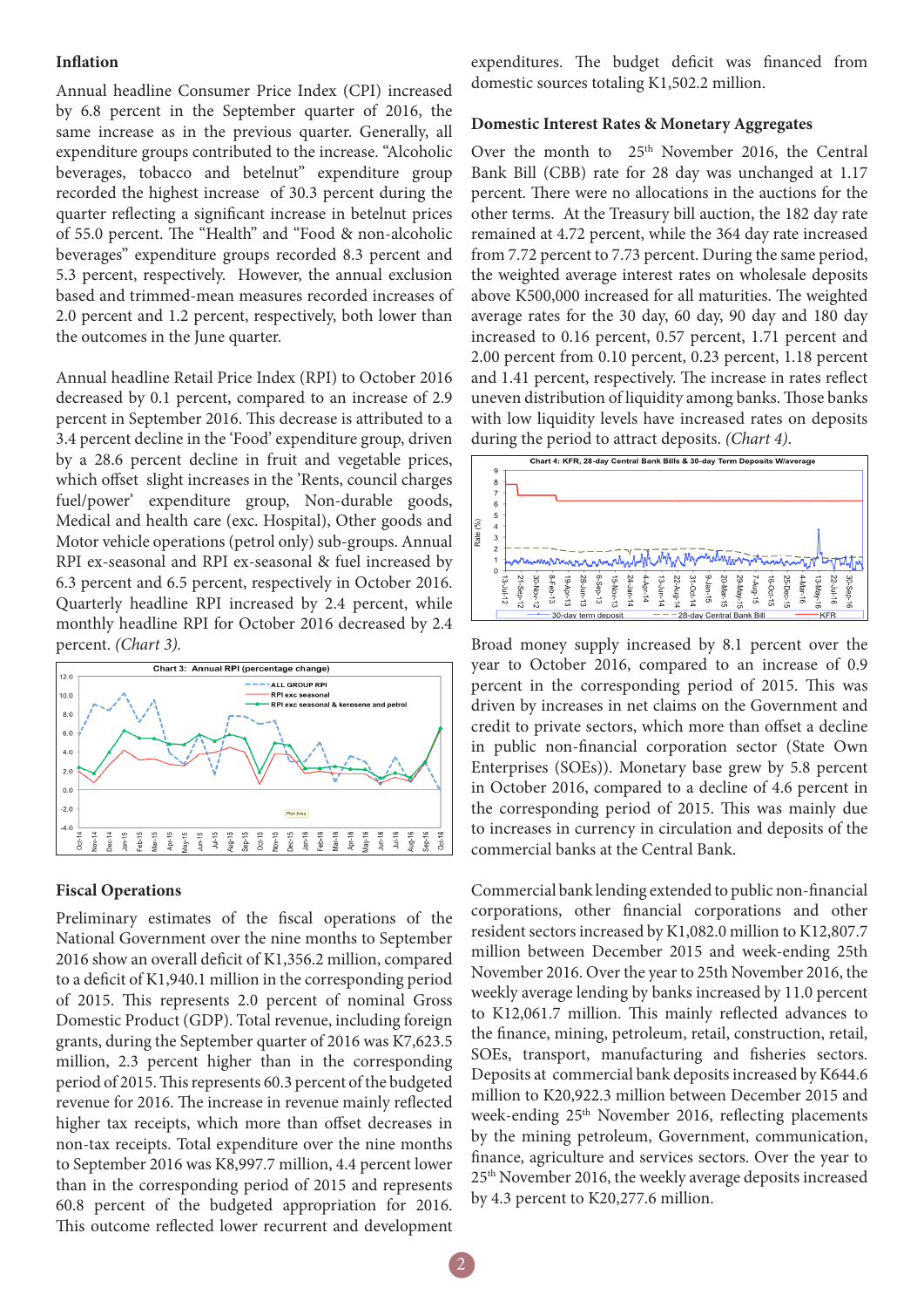### Inflation

Annual headline Consumer Price Index (CPI) increased by 6.8 percent in the September quarter of 2016, the same increase as in the previous quarter. Generally, all expenditure groups contributed to the increase. "Alcoholic beverages, tobacco and betelnut" expenditure group recorded the highest increase of 30.3 percent during the quarter reflecting a significant increase in betelnut prices of 55.0 percent. The "Health" and "Food & non-alcoholic beverages" expenditure groups recorded 8.3 percent and 5.3 percent, respectively. However, the annual exclusion based and trimmed-mean measures recorded increases of 2.0 percent and 1.2 percent, respectively, both lower than the outcomes in the June quarter.

Annual headline Retail Price Index (RPI) to October 2016 decreased by 0.1 percent, compared to an increase of 2.9 percent in September 2016. This decrease is attributed to a 3.4 percent decline in the 'Food' expenditure group, driven by a 28.6 percent decline in fruit and vegetable prices, which offset slight increases in the 'Rents, council charges fuel/power' expenditure group, Non-durable goods, Medical and health care (exc. Hospital), Other goods and Motor vehicle operations (petrol only) sub-groups. Annual RPI ex-seasonal and RPI ex-seasonal & fuel increased by 6.3 percent and 6.5 percent, respectively in October 2016. Quarterly headline RPI increased by 2.4 percent, while monthly headline RPI for October 2016 decreased by 2.4 percent. *(Chart 3).*

### Fiscal Operations

Preliminary estimates of the fiscal operations of the National Government over the nine months to September 2016 show an overall deficit of K1,356.2 million, compared to a deficit of K1,940.1 million in the corresponding period of 2015. This represents 2.0 percent of nominal Gross Domestic Product (GDP). Total revenue, including foreign grants, during the September quarter of 2016 was K7,623.5 million, 2.3 percent higher than in the corresponding period of 2015. This represents 60.3 percent of the budgeted revenue for 2016. The increase in revenue mainly reflected higher tax receipts, which more than offset decreases in non-tax receipts. Total expenditure over the nine months to September 2016 was K8,997.7 million, 4.4 percent lower than in the corresponding period of 2015 and represents 60.8 percent of the budgeted appropriation for 2016. This outcome reflected lower recurrent and development expenditures. The budget deficit was financed from domestic sources totaling K1,502.2 million.

### Domestic Interest Rates & Monetary Aggregates

Over the month to 25th November 2016, the Central Bank Bill (CBB) rate for 28 day was unchanged at 1.17 percent. There were no allocations in the auctions for the other terms. At the Treasury bill auction, the 182 day rate remained at 4.72 percent, while the 364 day rate increased from 7.72 percent to 7.73 percent. During the same period, the weighted average interest rates on wholesale deposits above K500,000 increased for all maturities. The weighted average rates for the 30 day, 60 day, 90 day and 180 day increased to 0.16 percent, 0.57 percent, 1.71 percent and 2.00 percent from 0.10 percent, 0.23 percent, 1.18 percent and 1.41 percent, respectively. The increase in rates reflect uneven distribution of liquidity among banks. Those banks with low liquidity levels have increased rates on deposits during the period to attract deposits. *(Chart 4).*

Broad money supply increased by 8.1 percent over the year to October 2016, compared to an increase of 0.9 percent in the corresponding period of 2015. This was driven by increases in net claims on the Government and credit to private sectors, which more than offset a decline in public non-financial corporation sector (State Own Enterprises (SOEs)). Monetary base grew by 5.8 percent in October 2016, compared to a decline of 4.6 percent in the corresponding period of 2015. This was mainly due to increases in currency in circulation and deposits of the commercial banks at the Central Bank.

Commercial bank lending extended to public non-financial corporations, other financial corporations and other resident sectors increased by K1,082.0 million to K12,807.7 million between December 2015 and week-ending 25th November 2016. Over the year to 25th November 2016, the weekly average lending by banks increased by 11.0 percent to K12,061.7 million. This mainly reflected advances to the finance, mining, petroleum, retail, construction, retail, SOEs, transport, manufacturing and fisheries sectors. Deposits at commercial bank deposits increased by K644.6 million to K20,922.3 million between December 2015 and week-ending 25th November 2016, reflecting placements by the mining petroleum, Government, communication, finance, agriculture and services sectors. Over the year to 25th November 2016, the weekly average deposits increased by 4.3 percent to K20,277.6 million.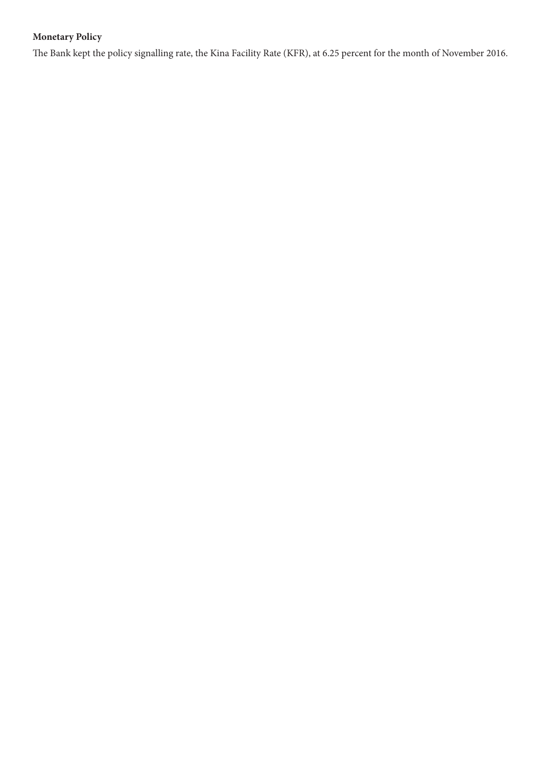**Monetary Policy**

The Bank kept the policy signalling rate, the Kina Facility Rate (KFR), at 6.25 percent for the month of November 2016.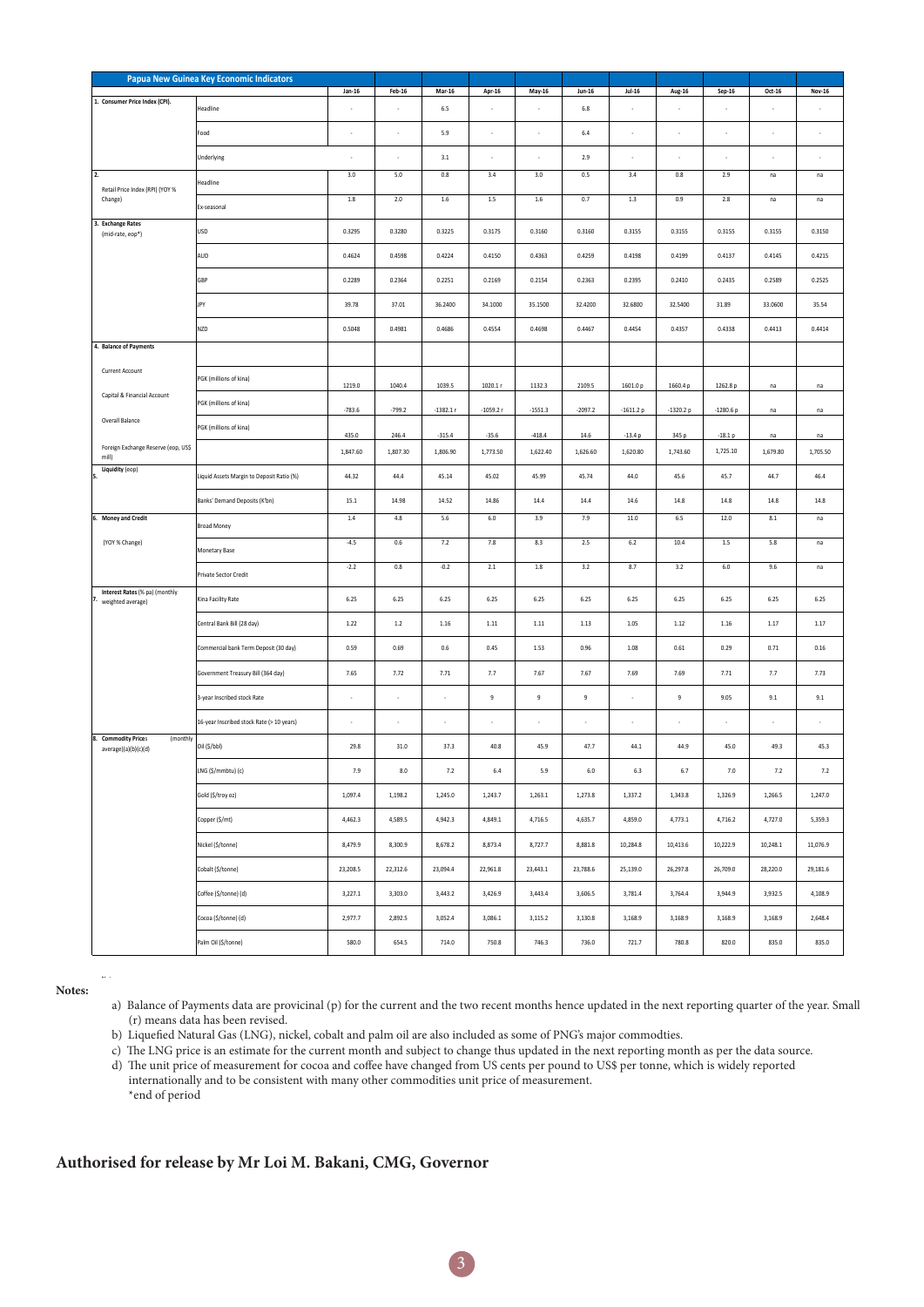| Papua New Guinea Key Economic Indicators | | Jan-16 | Feb-16 | Mar-16 | Apr-16 | May-16 | Jun-16 | Jul-16 | Aug-16 | Sep-16 | Oct-16 | Nov-16 |
|---|---|---|---|---|---|---|---|---|---|---|---|---|
| 1. Consumer Price Index (CPI). | Headline | - | - | 6.5 | - | - | 6.8 | - | - | - | - | - |
| | Food | - | - | 5.9 | - | - | 6.4 | - | - | - | - | - |
| | Underlying | - | - | 3.1 | - | - | 2.9 | - | - | - | - | - |
| 2. Retail Price Index (RPI) (YOY % Change) | Headline | 3.0 | 5.0 | 0.8 | 3.4 | 3.0 | 0.5 | 3.4 | 0.8 | 2.9 | na | na |
| | Ex-seasonal | 1.8 | 2.0 | 1.6 | 1.5 | 1.6 | 0.7 | 1.3 | 0.9 | 2.8 | na | na |
| 3. Exchange Rates (mid-rate, eop*) | USD | 0.3295 | 0.3280 | 0.3225 | 0.3175 | 0.3160 | 0.3160 | 0.3155 | 0.3155 | 0.3155 | 0.3155 | 0.3150 |
| | AUD | 0.4624 | 0.4598 | 0.4224 | 0.4150 | 0.4363 | 0.4259 | 0.4198 | 0.4199 | 0.4137 | 0.4145 | 0.4215 |
| | GBP | 0.2289 | 0.2364 | 0.2251 | 0.2169 | 0.2154 | 0.2363 | 0.2395 | 0.2410 | 0.2435 | 0.2589 | 0.2525 |
| | JPY | 39.78 | 37.01 | 36.2400 | 34.1000 | 35.1500 | 32.4200 | 32.6800 | 32.5400 | 31.89 | 33.0600 | 35.54 |
| | NZD | 0.5048 | 0.4981 | 0.4686 | 0.4554 | 0.4698 | 0.4467 | 0.4454 | 0.4357 | 0.4338 | 0.4413 | 0.4414 |
| 4. Balance of Payments | | | | | | | | | | | | |
| Current Account | PGK (millions of kina) | 1219.0 | 1040.4 | 1039.5 | 1020.1 r | 1132.3 | 2109.5 | 1601.0 p | 1660.4 p | 1262.8 p | na | na |
| Capital & Financial Account | PGK (millions of kina) | -783.6 | -799.2 | -1382.1 r | -1059.2 r | -1551.3 | -2097.2 | -1611.2 p | -1320.2 p | -1280.6 p | na | na |
| Overall Balance | PGK (millions of kina) | 435.0 | 246.4 | -315.4 | -35.6 | -418.4 | 14.6 | -13.4 p | 345 p | -18.1 p | na | na |
| Foreign Exchange Reserve (eop, US$ mill) | | 1,847.60 | 1,807.30 | 1,806.90 | 1,773.50 | 1,622.40 | 1,626.60 | 1,620.80 | 1,743.60 | 1,725.10 | 1,679.80 | 1,705.50 |
| 5. Liquidity (eop) | Liquid Assets Margin to Deposit Ratio (%) | 44.32 | 44.4 | 45.14 | 45.02 | 45.99 | 45.74 | 44.0 | 45.6 | 45.7 | 44.7 | 46.4 |
| | Banks' Demand Deposits (K'bn) | 15.1 | 14.98 | 14.52 | 14.86 | 14.4 | 14.4 | 14.6 | 14.8 | 14.8 | 14.8 | 14.8 |
| 6. Money and Credit (YOY % Change) | Broad Money | 1.4 | 4.8 | 5.6 | 6.0 | 3.9 | 7.9 | 11.0 | 6.5 | 12.0 | 8.1 | na |
| | Monetary Base | -4.5 | 0.6 | 7.2 | 7.8 | 8.3 | 2.5 | 6.2 | 10.4 | 1.5 | 5.8 | na |
| | Private Sector Credit | -2.2 | 0.8 | -0.2 | 2.1 | 1.8 | 3.2 | 8.7 | 3.2 | 6.0 | 9.6 | na |
| 7. Interest Rates (% pa) (monthly weighted average) | Kina Facility Rate | 6.25 | 6.25 | 6.25 | 6.25 | 6.25 | 6.25 | 6.25 | 6.25 | 6.25 | 6.25 | 6.25 |
| | Central Bank Bill (28 day) | 1.22 | 1.2 | 1.16 | 1.11 | 1.11 | 1.13 | 1.05 | 1.12 | 1.16 | 1.17 | 1.17 |
| | Commercial bank Term Deposit (30 day) | 0.59 | 0.69 | 0.6 | 0.45 | 1.53 | 0.96 | 1.08 | 0.61 | 0.29 | 0.71 | 0.16 |
| | Government Treasury Bill (364 day) | 7.65 | 7.72 | 7.71 | 7.7 | 7.67 | 7.67 | 7.69 | 7.69 | 7.71 | 7.7 | 7.73 |
| | 3-year Inscribed stock Rate | - | - | - | 9 | 9 | 9 | - | 9 | 9.05 | 9.1 | 9.1 |
| | 16-year Inscribed stock Rate (> 10 years) | - | - | - | - | - | - | - | - | - | - | - |
| 8. Commodity Prices (monthly average)(a)(b)(c)(d) | Oil ($/bbl) | 29.8 | 31.0 | 37.3 | 40.8 | 45.9 | 47.7 | 44.1 | 44.9 | 45.0 | 49.3 | 45.3 |
| | LNG ($/mmbtu) (c) | 7.9 | 8.0 | 7.2 | 6.4 | 5.9 | 6.0 | 6.3 | 6.7 | 7.0 | 7.2 | 7.2 |
| | Gold ($/troy oz) | 1,097.4 | 1,198.2 | 1,245.0 | 1,243.7 | 1,263.1 | 1,273.8 | 1,337.2 | 1,343.8 | 1,326.9 | 1,266.5 | 1,247.0 |
| | Copper ($/mt) | 4,462.3 | 4,589.5 | 4,942.3 | 4,849.1 | 4,716.5 | 4,635.7 | 4,859.0 | 4,773.1 | 4,716.2 | 4,727.0 | 5,359.3 |
| | Nickel ($/tonne) | 8,479.9 | 8,300.9 | 8,678.2 | 8,873.4 | 8,727.7 | 8,881.8 | 10,284.8 | 10,413.6 | 10,222.9 | 10,248.1 | 11,076.9 |
| | Cobalt ($/tonne) | 23,208.5 | 22,312.6 | 23,094.4 | 22,961.8 | 23,443.1 | 23,788.6 | 25,139.0 | 26,297.8 | 26,709.0 | 28,220.0 | 29,181.6 |
| | Coffee ($/tonne) (d) | 3,227.1 | 3,303.0 | 3,443.2 | 3,426.9 | 3,443.4 | 3,606.5 | 3,781.4 | 3,764.4 | 3,944.9 | 3,932.5 | 4,108.9 |
| | Cocoa ($/tonne) (d) | 2,977.7 | 2,892.5 | 3,052.4 | 3,086.1 | 3,115.2 | 3,130.8 | 3,168.9 | 3,168.9 | 3,168.9 | 3,168.9 | 2,648.4 |
| | Palm Oil ($/tonne) | 580.0 | 654.5 | 714.0 | 750.8 | 746.3 | 736.0 | 721.7 | 780.8 | 820.0 | 835.0 | 835.0 |

**Notes:**

a) Balance of Payments data are provicinal (p) for the current and the two recent months hence updated in the next reporting quarter of the year. Small (r) means data has been revised.

b) Liquefied Natural Gas (LNG), nickel, cobalt and palm oil are also included as some of PNG's major commodties.

c) The LNG price is an estimate for the current month and subject to change thus updated in the next reporting month as per the data source.

d) The unit price of measurement for cocoa and coffee have changed from US cents per pound to US$ per tonne, which is widely reported internationally and to be consistent with many other commodities unit price of measurement.

*end of period

## Authorised for release by Mr Loi M. Bakani, CMG, Governor